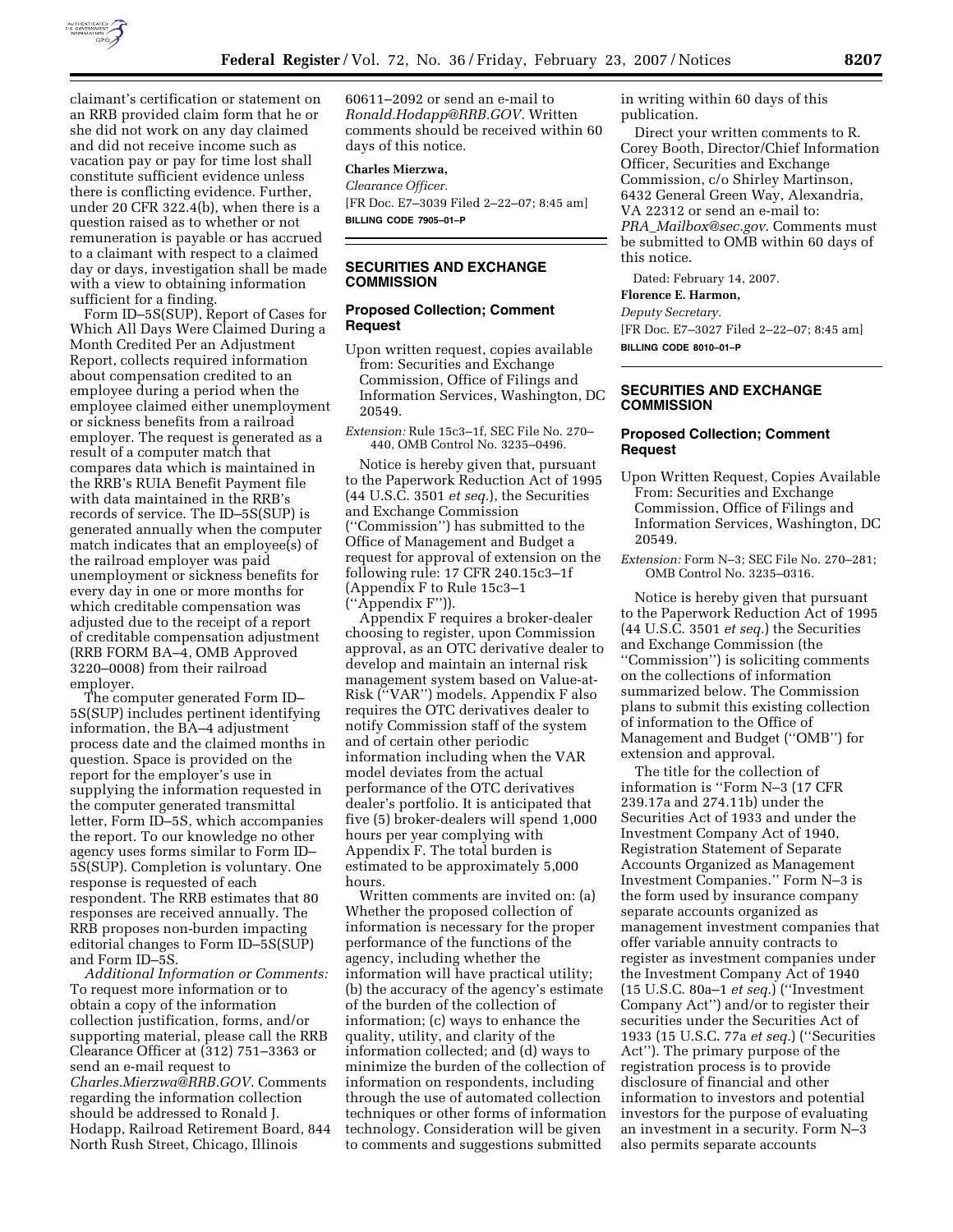claimant's certification or statement on an RRB provided claim form that he or she did not work on any day claimed and did not receive income such as vacation pay or pay for time lost shall constitute sufficient evidence unless there is conflicting evidence. Further, under 20 CFR 322.4(b), when there is a question raised as to whether or not remuneration is payable or has accrued to a claimant with respect to a claimed day or days, investigation shall be made with a view to obtaining information sufficient for a finding.

Form ID–5S(SUP), Report of Cases for Which All Days Were Claimed During a Month Credited Per an Adjustment Report, collects required information about compensation credited to an employee during a period when the employee claimed either unemployment or sickness benefits from a railroad employer. The request is generated as a result of a computer match that compares data which is maintained in the RRB's RUIA Benefit Payment file with data maintained in the RRB's records of service. The ID–5S(SUP) is generated annually when the computer match indicates that an employee(s) of the railroad employer was paid unemployment or sickness benefits for every day in one or more months for which creditable compensation was adjusted due to the receipt of a report of creditable compensation adjustment (RRB FORM BA–4, OMB Approved 3220–0008) from their railroad employer.

The computer generated Form ID–5S(SUP) includes pertinent identifying information, the BA–4 adjustment process date and the claimed months in question. Space is provided on the report for the employer's use in supplying the information requested in the computer generated transmittal letter, Form ID–5S, which accompanies the report. To our knowledge no other agency uses forms similar to Form ID–5S(SUP). Completion is voluntary. One response is requested of each respondent. The RRB estimates that 80 responses are received annually. The RRB proposes non-burden impacting editorial changes to Form ID–5S(SUP) and Form ID–5S.

*Additional Information or Comments:* To request more information or to obtain a copy of the information collection justification, forms, and/or supporting material, please call the RRB Clearance Officer at (312) 751–3363 or send an e-mail request to *Charles.Mierzwa@RRB.GOV*. Comments regarding the information collection should be addressed to Ronald J. Hodapp, Railroad Retirement Board, 844 North Rush Street, Chicago, Illinois 60611–2092 or send an e-mail to *Ronald.Hodapp@RRB.GOV*. Written comments should be received within 60 days of this notice.

**Charles Mierzwa,**

*Clearance Officer.*

[FR Doc. E7–3039 Filed 2–22–07; 8:45 am]

**BILLING CODE 7905–01–P**

## SECURITIES AND EXCHANGE COMMISSION

### Proposed Collection; Comment Request

Upon written request, copies available from: Securities and Exchange Commission, Office of Filings and Information Services, Washington, DC 20549.

*Extension:* Rule 15c3–1f, SEC File No. 270–440, OMB Control No. 3235–0496.

Notice is hereby given that, pursuant to the Paperwork Reduction Act of 1995 (44 U.S.C. 3501 *et seq.*), the Securities and Exchange Commission ("Commission") has submitted to the Office of Management and Budget a request for approval of extension on the following rule: 17 CFR 240.15c3–1f (Appendix F to Rule 15c3–1 ("Appendix F")).

Appendix F requires a broker-dealer choosing to register, upon Commission approval, as an OTC derivative dealer to develop and maintain an internal risk management system based on Value-at-Risk ("VAR") models. Appendix F also requires the OTC derivatives dealer to notify Commission staff of the system and of certain other periodic information including when the VAR model deviates from the actual performance of the OTC derivatives dealer's portfolio. It is anticipated that five (5) broker-dealers will spend 1,000 hours per year complying with Appendix F. The total burden is estimated to be approximately 5,000 hours.

Written comments are invited on: (a) Whether the proposed collection of information is necessary for the proper performance of the functions of the agency, including whether the information will have practical utility; (b) the accuracy of the agency's estimate of the burden of the collection of information; (c) ways to enhance the quality, utility, and clarity of the information collected; and (d) ways to minimize the burden of the collection of information on respondents, including through the use of automated collection techniques or other forms of information technology. Consideration will be given to comments and suggestions submitted in writing within 60 days of this publication.

Direct your written comments to R. Corey Booth, Director/Chief Information Officer, Securities and Exchange Commission, c/o Shirley Martinson, 6432 General Green Way, Alexandria, VA 22312 or send an e-mail to: *PRA_Mailbox@sec.gov*. Comments must be submitted to OMB within 60 days of this notice.

Dated: February 14, 2007.

**Florence E. Harmon,**

*Deputy Secretary.*

[FR Doc. E7–3027 Filed 2–22–07; 8:45 am]

**BILLING CODE 8010–01–P**

## SECURITIES AND EXCHANGE COMMISSION

### Proposed Collection; Comment Request

Upon Written Request, Copies Available From: Securities and Exchange Commission, Office of Filings and Information Services, Washington, DC 20549.

*Extension:* Form N–3; SEC File No. 270–281; OMB Control No. 3235–0316.

Notice is hereby given that pursuant to the Paperwork Reduction Act of 1995 (44 U.S.C. 3501 *et seq.*) the Securities and Exchange Commission (the "Commission") is soliciting comments on the collections of information summarized below. The Commission plans to submit this existing collection of information to the Office of Management and Budget ("OMB") for extension and approval.

The title for the collection of information is "Form N–3 (17 CFR 239.17a and 274.11b) under the Securities Act of 1933 and under the Investment Company Act of 1940, Registration Statement of Separate Accounts Organized as Management Investment Companies." Form N–3 is the form used by insurance company separate accounts organized as management investment companies that offer variable annuity contracts to register as investment companies under the Investment Company Act of 1940 (15 U.S.C. 80a–1 *et seq.*) ("Investment Company Act") and/or to register their securities under the Securities Act of 1933 (15 U.S.C. 77a *et seq.*) ("Securities Act"). The primary purpose of the registration process is to provide disclosure of financial and other information to investors and potential investors for the purpose of evaluating an investment in a security. Form N–3 also permits separate accounts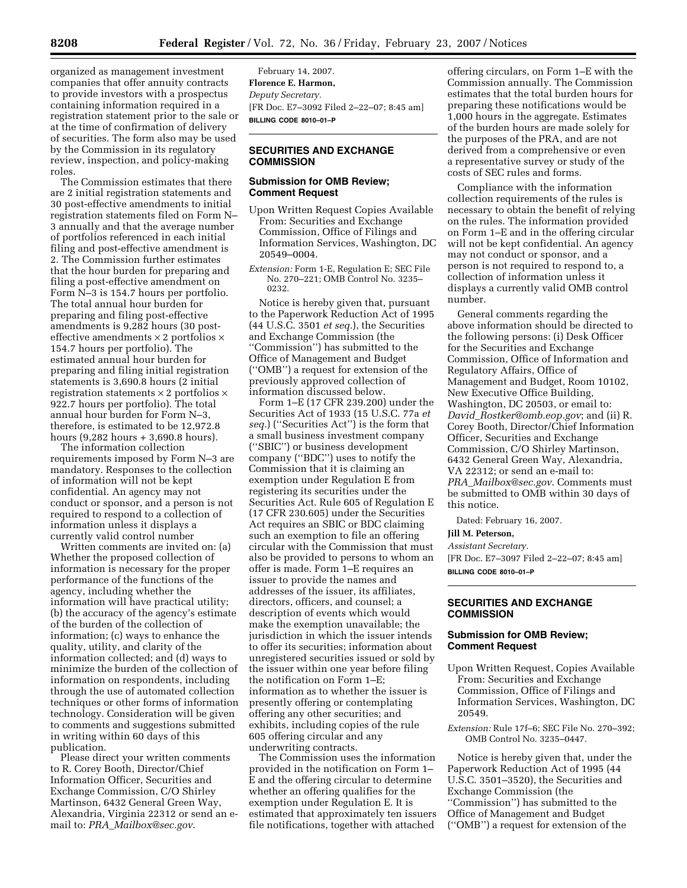organized as management investment companies that offer annuity contracts to provide investors with a prospectus containing information required in a registration statement prior to the sale or at the time of confirmation of delivery of securities. The form also may be used by the Commission in its regulatory review, inspection, and policy-making roles.

The Commission estimates that there are 2 initial registration statements and 30 post-effective amendments to initial registration statements filed on Form N–3 annually and that the average number of portfolios referenced in each initial filing and post-effective amendment is 2. The Commission further estimates that the hour burden for preparing and filing a post-effective amendment on Form N–3 is 154.7 hours per portfolio. The total annual hour burden for preparing and filing post-effective amendments is 9,282 hours (30 post-effective amendments × 2 portfolios × 154.7 hours per portfolio). The estimated annual hour burden for preparing and filing initial registration statements is 3,690.8 hours (2 initial registration statements × 2 portfolios × 922.7 hours per portfolio). The total annual hour burden for Form N–3, therefore, is estimated to be 12,972.8 hours (9,282 hours + 3,690.8 hours).

The information collection requirements imposed by Form N–3 are mandatory. Responses to the collection of information will not be kept confidential. An agency may not conduct or sponsor, and a person is not required to respond to a collection of information unless it displays a currently valid control number

Written comments are invited on: (a) Whether the proposed collection of information is necessary for the proper performance of the functions of the agency, including whether the information will have practical utility; (b) the accuracy of the agency's estimate of the burden of the collection of information; (c) ways to enhance the quality, utility, and clarity of the information collected; and (d) ways to minimize the burden of the collection of information on respondents, including through the use of automated collection techniques or other forms of information technology. Consideration will be given to comments and suggestions submitted in writing within 60 days of this publication.

Please direct your written comments to R. Corey Booth, Director/Chief Information Officer, Securities and Exchange Commission, C/O Shirley Martinson, 6432 General Green Way, Alexandria, Virginia 22312 or send an e-mail to: *PRA_Mailbox@sec.gov*.

February 14, 2007.

**Florence E. Harmon,**

*Deputy Secretary.*

[FR Doc. E7–3092 Filed 2–22–07; 8:45 am]

**BILLING CODE 8010–01–P**

## SECURITIES AND EXCHANGE COMMISSION

### Submission for OMB Review; Comment Request

Upon Written Request Copies Available From: Securities and Exchange Commission, Office of Filings and Information Services, Washington, DC 20549–0004.

*Extension:* Form 1-E, Regulation E; SEC File No. 270–221; OMB Control No. 3235–0232.

Notice is hereby given that, pursuant to the Paperwork Reduction Act of 1995 (44 U.S.C. 3501 *et seq.*), the Securities and Exchange Commission (the ''Commission'') has submitted to the Office of Management and Budget (''OMB'') a request for extension of the previously approved collection of information discussed below.

Form 1–E (17 CFR 239.200) under the Securities Act of 1933 (15 U.S.C. 77a *et seq.*) (''Securities Act'') is the form that a small business investment company (''SBIC'') or business development company (''BDC'') uses to notify the Commission that it is claiming an exemption under Regulation E from registering its securities under the Securities Act. Rule 605 of Regulation E (17 CFR 230.605) under the Securities Act requires an SBIC or BDC claiming such an exemption to file an offering circular with the Commission that must also be provided to persons to whom an offer is made. Form 1–E requires an issuer to provide the names and addresses of the issuer, its affiliates, directors, officers, and counsel; a description of events which would make the exemption unavailable; the jurisdiction in which the issuer intends to offer its securities; information about unregistered securities issued or sold by the issuer within one year before filing the notification on Form 1–E; information as to whether the issuer is presently offering or contemplating offering any other securities; and exhibits, including copies of the rule 605 offering circular and any underwriting contracts.

The Commission uses the information provided in the notification on Form 1–E and the offering circular to determine whether an offering qualifies for the exemption under Regulation E. It is estimated that approximately ten issuers file notifications, together with attached offering circulars, on Form 1–E with the Commission annually. The Commission estimates that the total burden hours for preparing these notifications would be 1,000 hours in the aggregate. Estimates of the burden hours are made solely for the purposes of the PRA, and are not derived from a comprehensive or even a representative survey or study of the costs of SEC rules and forms.

Compliance with the information collection requirements of the rules is necessary to obtain the benefit of relying on the rules. The information provided on Form 1–E and in the offering circular will not be kept confidential. An agency may not conduct or sponsor, and a person is not required to respond to, a collection of information unless it displays a currently valid OMB control number.

General comments regarding the above information should be directed to the following persons: (i) Desk Officer for the Securities and Exchange Commission, Office of Information and Regulatory Affairs, Office of Management and Budget, Room 10102, New Executive Office Building, Washington, DC 20503, or email to: *David_Rostker@omb.eop.gov*; and (ii) R. Corey Booth, Director/Chief Information Officer, Securities and Exchange Commission, C/O Shirley Martinson, 6432 General Green Way, Alexandria, VA 22312; or send an e-mail to: *PRA_Mailbox@sec.gov*. Comments must be submitted to OMB within 30 days of this notice.

Dated: February 16, 2007.

**Jill M. Peterson,**

*Assistant Secretary.*

[FR Doc. E7–3097 Filed 2–22–07; 8:45 am]

**BILLING CODE 8010–01–P**

## SECURITIES AND EXCHANGE COMMISSION

### Submission for OMB Review; Comment Request

Upon Written Request, Copies Available From: Securities and Exchange Commission, Office of Filings and Information Services, Washington, DC 20549.

*Extension:* Rule 17f–6; SEC File No. 270–392; OMB Control No. 3235–0447.

Notice is hereby given that, under the Paperwork Reduction Act of 1995 (44 U.S.C. 3501–3520), the Securities and Exchange Commission (the ''Commission'') has submitted to the Office of Management and Budget (''OMB'') a request for extension of the